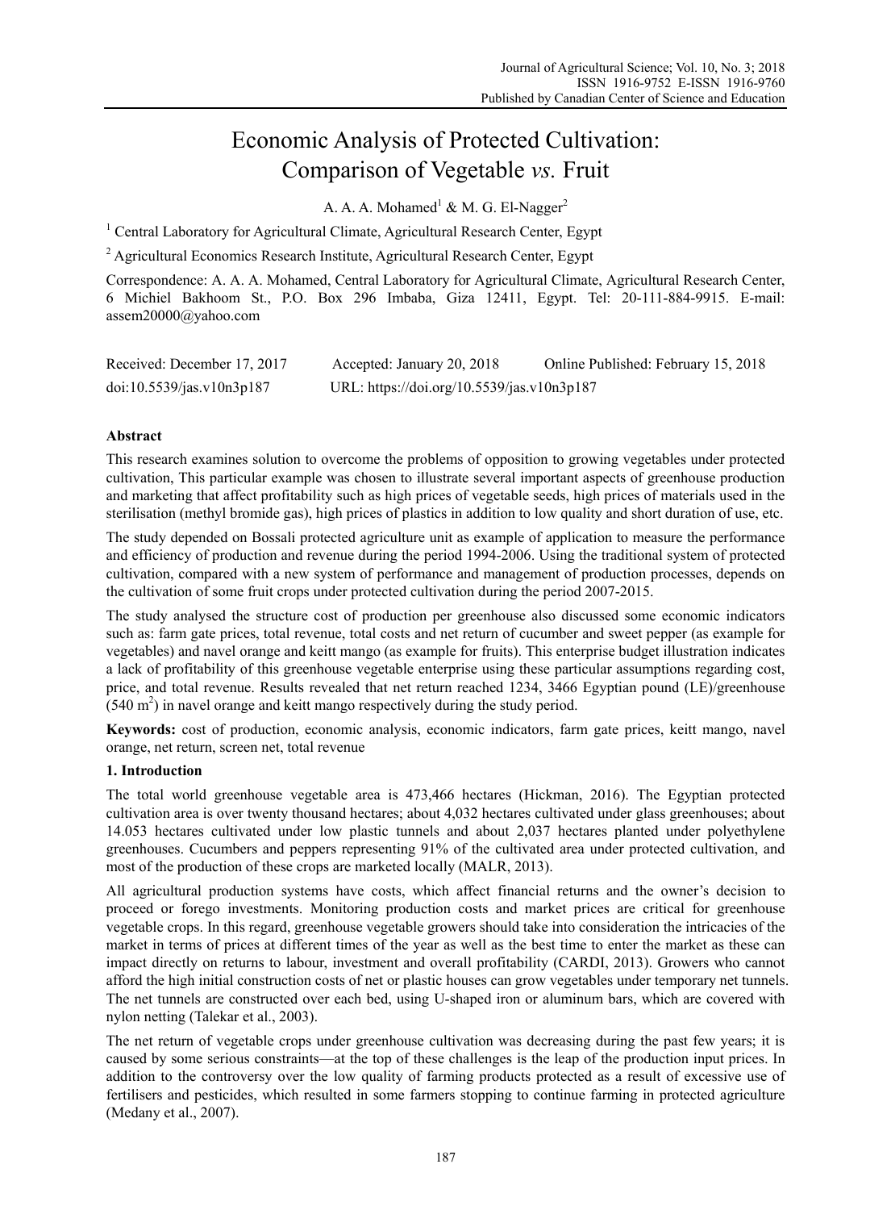# Economic Analysis of Protected Cultivation: Comparison of Vegetable *vs.* Fruit

A. A. A. Mohamed[1] & M. G. El-Nagger[2]

[1] Central Laboratory for Agricultural Climate, Agricultural Research Center, Egypt

[2] Agricultural Economics Research Institute, Agricultural Research Center, Egypt

Correspondence: A. A. A. Mohamed, Central Laboratory for Agricultural Climate, Agricultural Research Center, 6 Michiel Bakhoom St., P.O. Box 296 Imbaba, Giza 12411, Egypt. Tel: 20-111-884-9915. E-mail: assem20000@yahoo.com

Received: December 17, 2017 Accepted: January 20, 2018 Online Published: February 15, 2018

doi:10.5539/jas.v10n3p187 URL: https://doi.org/10.5539/jas.v10n3p187

## Abstract

This research examines solution to overcome the problems of opposition to growing vegetables under protected cultivation, This particular example was chosen to illustrate several important aspects of greenhouse production and marketing that affect profitability such as high prices of vegetable seeds, high prices of materials used in the sterilisation (methyl bromide gas), high prices of plastics in addition to low quality and short duration of use, etc.

The study depended on Bossali protected agriculture unit as example of application to measure the performance and efficiency of production and revenue during the period 1994-2006. Using the traditional system of protected cultivation, compared with a new system of performance and management of production processes, depends on the cultivation of some fruit crops under protected cultivation during the period 2007-2015.

The study analysed the structure cost of production per greenhouse also discussed some economic indicators such as: farm gate prices, total revenue, total costs and net return of cucumber and sweet pepper (as example for vegetables) and navel orange and keitt mango (as example for fruits). This enterprise budget illustration indicates a lack of profitability of this greenhouse vegetable enterprise using these particular assumptions regarding cost, price, and total revenue. Results revealed that net return reached 1234, 3466 Egyptian pound (LE)/greenhouse (540 $m^2$) in navel orange and keitt mango respectively during the study period.

**Keywords:** cost of production, economic analysis, economic indicators, farm gate prices, keitt mango, navel orange, net return, screen net, total revenue

## 1. Introduction

The total world greenhouse vegetable area is 473,466 hectares (Hickman, 2016). The Egyptian protected cultivation area is over twenty thousand hectares; about 4,032 hectares cultivated under glass greenhouses; about 14.053 hectares cultivated under low plastic tunnels and about 2,037 hectares planted under polyethylene greenhouses. Cucumbers and peppers representing 91% of the cultivated area under protected cultivation, and most of the production of these crops are marketed locally (MALR, 2013).

All agricultural production systems have costs, which affect financial returns and the owner's decision to proceed or forego investments. Monitoring production costs and market prices are critical for greenhouse vegetable crops. In this regard, greenhouse vegetable growers should take into consideration the intricacies of the market in terms of prices at different times of the year as well as the best time to enter the market as these can impact directly on returns to labour, investment and overall profitability (CARDI, 2013). Growers who cannot afford the high initial construction costs of net or plastic houses can grow vegetables under temporary net tunnels. The net tunnels are constructed over each bed, using U-shaped iron or aluminum bars, which are covered with nylon netting (Talekar et al., 2003).

The net return of vegetable crops under greenhouse cultivation was decreasing during the past few years; it is caused by some serious constraints—at the top of these challenges is the leap of the production input prices. In addition to the controversy over the low quality of farming products protected as a result of excessive use of fertilisers and pesticides, which resulted in some farmers stopping to continue farming in protected agriculture (Medany et al., 2007).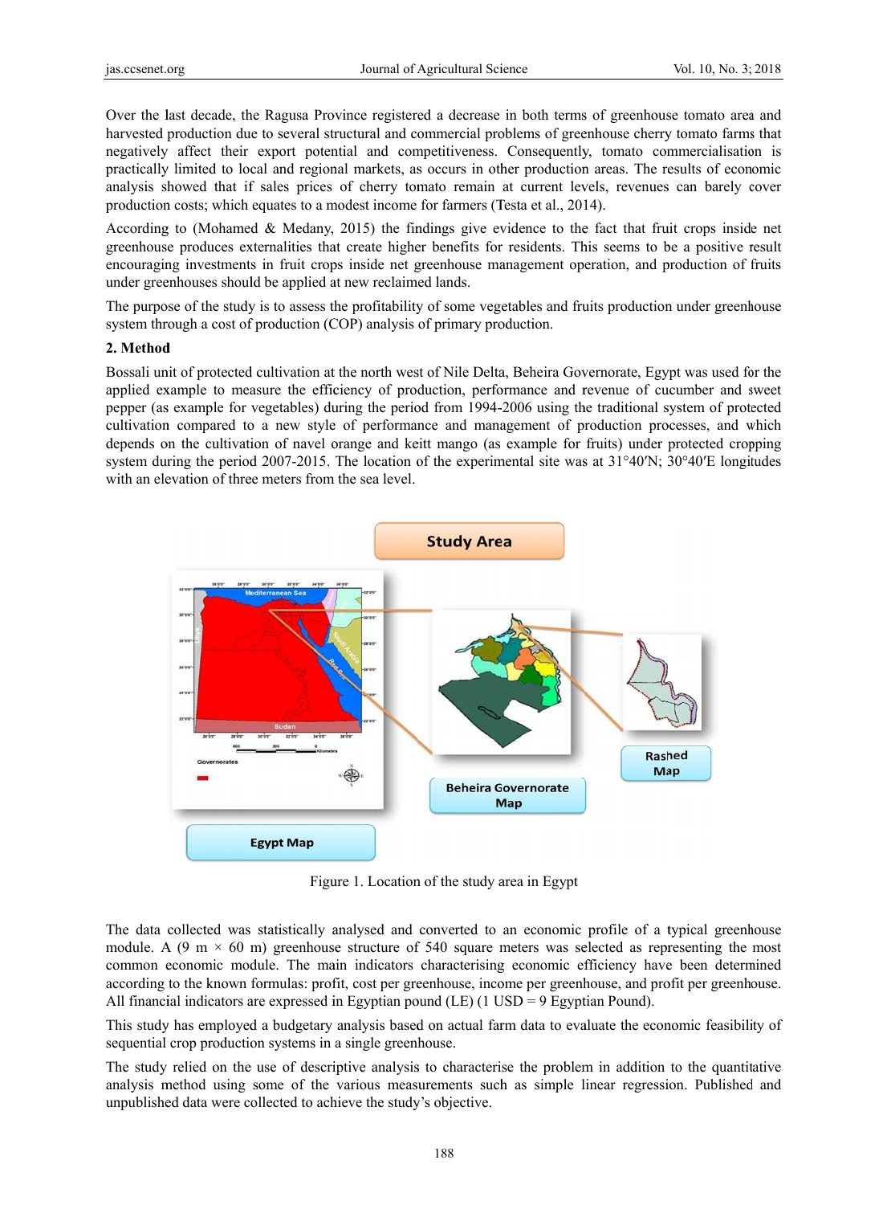Over the last decade, the Ragusa Province registered a decrease in both terms of greenhouse tomato area and harvested production due to several structural and commercial problems of greenhouse cherry tomato farms that negatively affect their export potential and competitiveness. Consequently, tomato commercialisation is practically limited to local and regional markets, as occurs in other production areas. The results of economic analysis showed that if sales prices of cherry tomato remain at current levels, revenues can barely cover production costs; which equates to a modest income for farmers (Testa et al., 2014).

According to (Mohamed & Medany, 2015) the findings give evidence to the fact that fruit crops inside net greenhouse produces externalities that create higher benefits for residents. This seems to be a positive result encouraging investments in fruit crops inside net greenhouse management operation, and production of fruits under greenhouses should be applied at new reclaimed lands.

The purpose of the study is to assess the profitability of some vegetables and fruits production under greenhouse system through a cost of production (COP) analysis of primary production.

## 2. Method

Bossali unit of protected cultivation at the north west of Nile Delta, Beheira Governorate, Egypt was used for the applied example to measure the efficiency of production, performance and revenue of cucumber and sweet pepper (as example for vegetables) during the period from 1994-2006 using the traditional system of protected cultivation compared to a new style of performance and management of production processes, and which depends on the cultivation of navel orange and keitt mango (as example for fruits) under protected cropping system during the period 2007-2015. The location of the experimental site was at 31°40′N; 30°40′E longitudes with an elevation of three meters from the sea level.

Figure 1. Location of the study area in Egypt

The data collected was statistically analysed and converted to an economic profile of a typical greenhouse module. A (9 m × 60 m) greenhouse structure of 540 square meters was selected as representing the most common economic module. The main indicators characterising economic efficiency have been determined according to the known formulas: profit, cost per greenhouse, income per greenhouse, and profit per greenhouse. All financial indicators are expressed in Egyptian pound (LE) (1 USD = 9 Egyptian Pound).

This study has employed a budgetary analysis based on actual farm data to evaluate the economic feasibility of sequential crop production systems in a single greenhouse.

The study relied on the use of descriptive analysis to characterise the problem in addition to the quantitative analysis method using some of the various measurements such as simple linear regression. Published and unpublished data were collected to achieve the study's objective.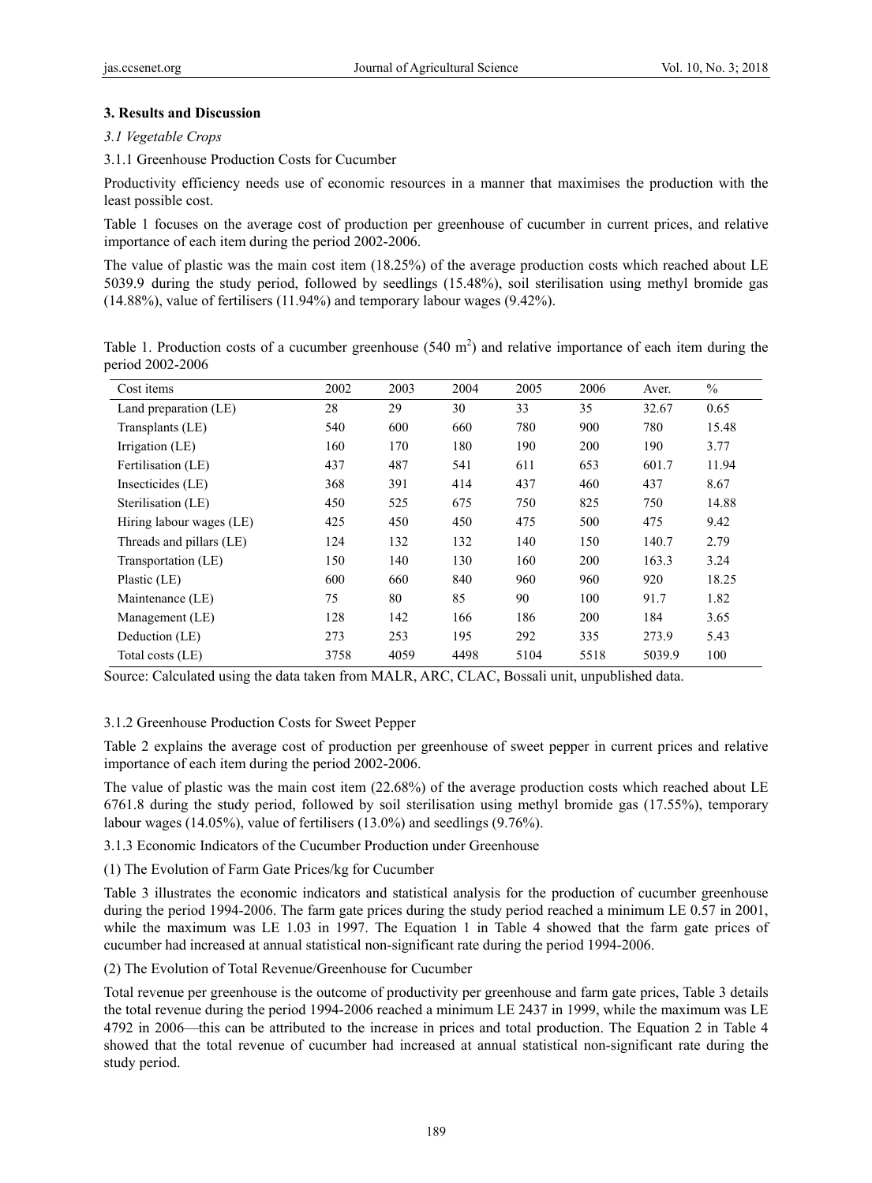## 3. Results and Discussion

### 3.1 Vegetable Crops

#### 3.1.1 Greenhouse Production Costs for Cucumber

Productivity efficiency needs use of economic resources in a manner that maximises the production with the least possible cost.

Table 1 focuses on the average cost of production per greenhouse of cucumber in current prices, and relative importance of each item during the period 2002-2006.

The value of plastic was the main cost item (18.25%) of the average production costs which reached about LE 5039.9 during the study period, followed by seedlings (15.48%), soil sterilisation using methyl bromide gas (14.88%), value of fertilisers (11.94%) and temporary labour wages (9.42%).

Table 1. Production costs of a cucumber greenhouse (540 $m^2$) and relative importance of each item during the period 2002-2006

| Cost items | 2002 | 2003 | 2004 | 2005 | 2006 | Aver. | % |
|---|---|---|---|---|---|---|---|
| Land preparation (LE) | 28 | 29 | 30 | 33 | 35 | 32.67 | 0.65 |
| Transplants (LE) | 540 | 600 | 660 | 780 | 900 | 780 | 15.48 |
| Irrigation (LE) | 160 | 170 | 180 | 190 | 200 | 190 | 3.77 |
| Fertilisation (LE) | 437 | 487 | 541 | 611 | 653 | 601.7 | 11.94 |
| Insecticides (LE) | 368 | 391 | 414 | 437 | 460 | 437 | 8.67 |
| Sterilisation (LE) | 450 | 525 | 675 | 750 | 825 | 750 | 14.88 |
| Hiring labour wages (LE) | 425 | 450 | 450 | 475 | 500 | 475 | 9.42 |
| Threads and pillars (LE) | 124 | 132 | 132 | 140 | 150 | 140.7 | 2.79 |
| Transportation (LE) | 150 | 140 | 130 | 160 | 200 | 163.3 | 3.24 |
| Plastic (LE) | 600 | 660 | 840 | 960 | 960 | 920 | 18.25 |
| Maintenance (LE) | 75 | 80 | 85 | 90 | 100 | 91.7 | 1.82 |
| Management (LE) | 128 | 142 | 166 | 186 | 200 | 184 | 3.65 |
| Deduction (LE) | 273 | 253 | 195 | 292 | 335 | 273.9 | 5.43 |
| Total costs (LE) | 3758 | 4059 | 4498 | 5104 | 5518 | 5039.9 | 100 |

Source: Calculated using the data taken from MALR, ARC, CLAC, Bossali unit, unpublished data.

#### 3.1.2 Greenhouse Production Costs for Sweet Pepper

Table 2 explains the average cost of production per greenhouse of sweet pepper in current prices and relative importance of each item during the period 2002-2006.

The value of plastic was the main cost item (22.68%) of the average production costs which reached about LE 6761.8 during the study period, followed by soil sterilisation using methyl bromide gas (17.55%), temporary labour wages (14.05%), value of fertilisers (13.0%) and seedlings (9.76%).

#### 3.1.3 Economic Indicators of the Cucumber Production under Greenhouse

(1) The Evolution of Farm Gate Prices/kg for Cucumber

Table 3 illustrates the economic indicators and statistical analysis for the production of cucumber greenhouse during the period 1994-2006. The farm gate prices during the study period reached a minimum LE 0.57 in 2001, while the maximum was LE 1.03 in 1997. The Equation 1 in Table 4 showed that the farm gate prices of cucumber had increased at annual statistical non-significant rate during the period 1994-2006.

(2) The Evolution of Total Revenue/Greenhouse for Cucumber

Total revenue per greenhouse is the outcome of productivity per greenhouse and farm gate prices, Table 3 details the total revenue during the period 1994-2006 reached a minimum LE 2437 in 1999, while the maximum was LE 4792 in 2006—this can be attributed to the increase in prices and total production. The Equation 2 in Table 4 showed that the total revenue of cucumber had increased at annual statistical non-significant rate during the study period.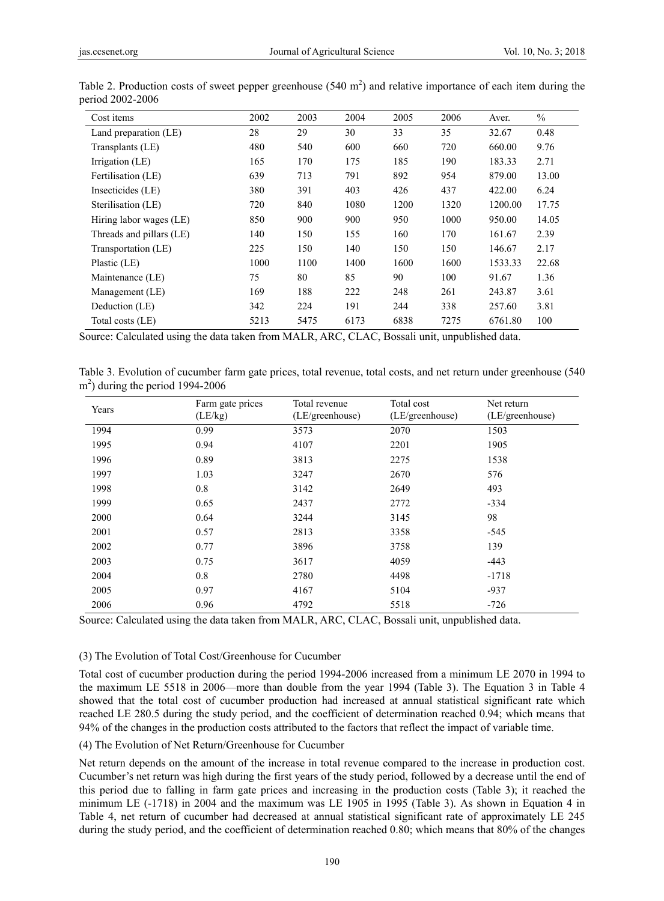Table 2. Production costs of sweet pepper greenhouse (540 $m^2$) and relative importance of each item during the period 2002-2006

| Cost items | 2002 | 2003 | 2004 | 2005 | 2006 | Aver. | % |
|---|---|---|---|---|---|---|---|
| Land preparation (LE) | 28 | 29 | 30 | 33 | 35 | 32.67 | 0.48 |
| Transplants (LE) | 480 | 540 | 600 | 660 | 720 | 660.00 | 9.76 |
| Irrigation (LE) | 165 | 170 | 175 | 185 | 190 | 183.33 | 2.71 |
| Fertilisation (LE) | 639 | 713 | 791 | 892 | 954 | 879.00 | 13.00 |
| Insecticides (LE) | 380 | 391 | 403 | 426 | 437 | 422.00 | 6.24 |
| Sterilisation (LE) | 720 | 840 | 1080 | 1200 | 1320 | 1200.00 | 17.75 |
| Hiring labor wages (LE) | 850 | 900 | 900 | 950 | 1000 | 950.00 | 14.05 |
| Threads and pillars (LE) | 140 | 150 | 155 | 160 | 170 | 161.67 | 2.39 |
| Transportation (LE) | 225 | 150 | 140 | 150 | 150 | 146.67 | 2.17 |
| Plastic (LE) | 1000 | 1100 | 1400 | 1600 | 1600 | 1533.33 | 22.68 |
| Maintenance (LE) | 75 | 80 | 85 | 90 | 100 | 91.67 | 1.36 |
| Management (LE) | 169 | 188 | 222 | 248 | 261 | 243.87 | 3.61 |
| Deduction (LE) | 342 | 224 | 191 | 244 | 338 | 257.60 | 3.81 |
| Total costs (LE) | 5213 | 5475 | 6173 | 6838 | 7275 | 6761.80 | 100 |

Source: Calculated using the data taken from MALR, ARC, CLAC, Bossali unit, unpublished data.

Table 3. Evolution of cucumber farm gate prices, total revenue, total costs, and net return under greenhouse (540 $m^2$) during the period 1994-2006

| Years | Farm gate prices (LE/kg) | Total revenue (LE/greenhouse) | Total cost (LE/greenhouse) | Net return (LE/greenhouse) |
|---|---|---|---|---|
| 1994 | 0.99 | 3573 | 2070 | 1503 |
| 1995 | 0.94 | 4107 | 2201 | 1905 |
| 1996 | 0.89 | 3813 | 2275 | 1538 |
| 1997 | 1.03 | 3247 | 2670 | 576 |
| 1998 | 0.8 | 3142 | 2649 | 493 |
| 1999 | 0.65 | 2437 | 2772 | -334 |
| 2000 | 0.64 | 3244 | 3145 | 98 |
| 2001 | 0.57 | 2813 | 3358 | -545 |
| 2002 | 0.77 | 3896 | 3758 | 139 |
| 2003 | 0.75 | 3617 | 4059 | -443 |
| 2004 | 0.8 | 2780 | 4498 | -1718 |
| 2005 | 0.97 | 4167 | 5104 | -937 |
| 2006 | 0.96 | 4792 | 5518 | -726 |

Source: Calculated using the data taken from MALR, ARC, CLAC, Bossali unit, unpublished data.

(3) The Evolution of Total Cost/Greenhouse for Cucumber

Total cost of cucumber production during the period 1994-2006 increased from a minimum LE 2070 in 1994 to the maximum LE 5518 in 2006—more than double from the year 1994 (Table 3). The Equation 3 in Table 4 showed that the total cost of cucumber production had increased at annual statistical significant rate which reached LE 280.5 during the study period, and the coefficient of determination reached 0.94; which means that 94% of the changes in the production costs attributed to the factors that reflect the impact of variable time.

(4) The Evolution of Net Return/Greenhouse for Cucumber

Net return depends on the amount of the increase in total revenue compared to the increase in production cost. Cucumber's net return was high during the first years of the study period, followed by a decrease until the end of this period due to falling in farm gate prices and increasing in the production costs (Table 3); it reached the minimum LE (-1718) in 2004 and the maximum was LE 1905 in 1995 (Table 3). As shown in Equation 4 in Table 4, net return of cucumber had decreased at annual statistical significant rate of approximately LE 245 during the study period, and the coefficient of determination reached 0.80; which means that 80% of the changes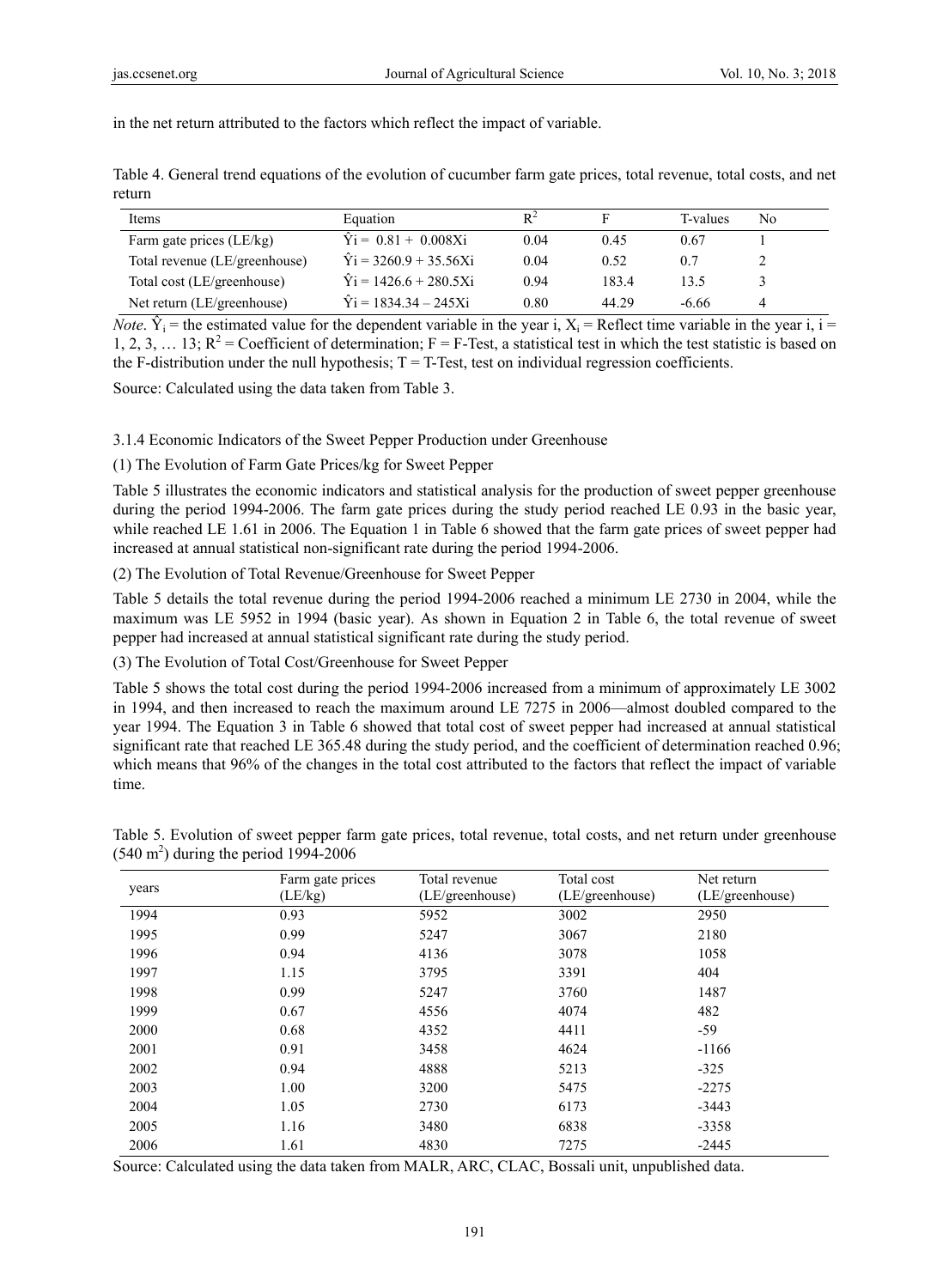in the net return attributed to the factors which reflect the impact of variable.

Table 4. General trend equations of the evolution of cucumber farm gate prices, total revenue, total costs, and net return

| Items | Equation | $R^2$ | F | T-values | No |
|---|---|---|---|---|---|
| Farm gate prices (LE/kg) | $\hat{Y}i = 0.81 + 0.008Xi$ | 0.04 | 0.45 | 0.67 | 1 |
| Total revenue (LE/greenhouse) | $\hat{Y}i = 3260.9 + 35.56Xi$ | 0.04 | 0.52 | 0.7 | 2 |
| Total cost (LE/greenhouse) | $\hat{Y}i = 1426.6 + 280.5Xi$ | 0.94 | 183.4 | 13.5 | 3 |
| Net return (LE/greenhouse) | $\hat{Y}i = 1834.34 – 245Xi$ | 0.80 | 44.29 | -6.66 | 4 |

*Note*. $\hat{Y}_i$ = the estimated value for the dependent variable in the year i, $X_i$ = Reflect time variable in the year i, i = 1, 2, 3, … 13; $R^2$ = Coefficient of determination; F = F-Test, a statistical test in which the test statistic is based on the F-distribution under the null hypothesis; T = T-Test, test on individual regression coefficients.

Source: Calculated using the data taken from Table 3.

#### 3.1.4 Economic Indicators of the Sweet Pepper Production under Greenhouse

(1) The Evolution of Farm Gate Prices/kg for Sweet Pepper

Table 5 illustrates the economic indicators and statistical analysis for the production of sweet pepper greenhouse during the period 1994-2006. The farm gate prices during the study period reached LE 0.93 in the basic year, while reached LE 1.61 in 2006. The Equation 1 in Table 6 showed that the farm gate prices of sweet pepper had increased at annual statistical non-significant rate during the period 1994-2006.

(2) The Evolution of Total Revenue/Greenhouse for Sweet Pepper

Table 5 details the total revenue during the period 1994-2006 reached a minimum LE 2730 in 2004, while the maximum was LE 5952 in 1994 (basic year). As shown in Equation 2 in Table 6, the total revenue of sweet pepper had increased at annual statistical significant rate during the study period.

(3) The Evolution of Total Cost/Greenhouse for Sweet Pepper

Table 5 shows the total cost during the period 1994-2006 increased from a minimum of approximately LE 3002 in 1994, and then increased to reach the maximum around LE 7275 in 2006—almost doubled compared to the year 1994. The Equation 3 in Table 6 showed that total cost of sweet pepper had increased at annual statistical significant rate that reached LE 365.48 during the study period, and the coefficient of determination reached 0.96; which means that 96% of the changes in the total cost attributed to the factors that reflect the impact of variable time.

Table 5. Evolution of sweet pepper farm gate prices, total revenue, total costs, and net return under greenhouse (540 $m^2$) during the period 1994-2006

| years | Farm gate prices (LE/kg) | Total revenue (LE/greenhouse) | Total cost (LE/greenhouse) | Net return (LE/greenhouse) |
|---|---|---|---|---|
| 1994 | 0.93 | 5952 | 3002 | 2950 |
| 1995 | 0.99 | 5247 | 3067 | 2180 |
| 1996 | 0.94 | 4136 | 3078 | 1058 |
| 1997 | 1.15 | 3795 | 3391 | 404 |
| 1998 | 0.99 | 5247 | 3760 | 1487 |
| 1999 | 0.67 | 4556 | 4074 | 482 |
| 2000 | 0.68 | 4352 | 4411 | -59 |
| 2001 | 0.91 | 3458 | 4624 | -1166 |
| 2002 | 0.94 | 4888 | 5213 | -325 |
| 2003 | 1.00 | 3200 | 5475 | -2275 |
| 2004 | 1.05 | 2730 | 6173 | -3443 |
| 2005 | 1.16 | 3480 | 6838 | -3358 |
| 2006 | 1.61 | 4830 | 7275 | -2445 |

Source: Calculated using the data taken from MALR, ARC, CLAC, Bossali unit, unpublished data.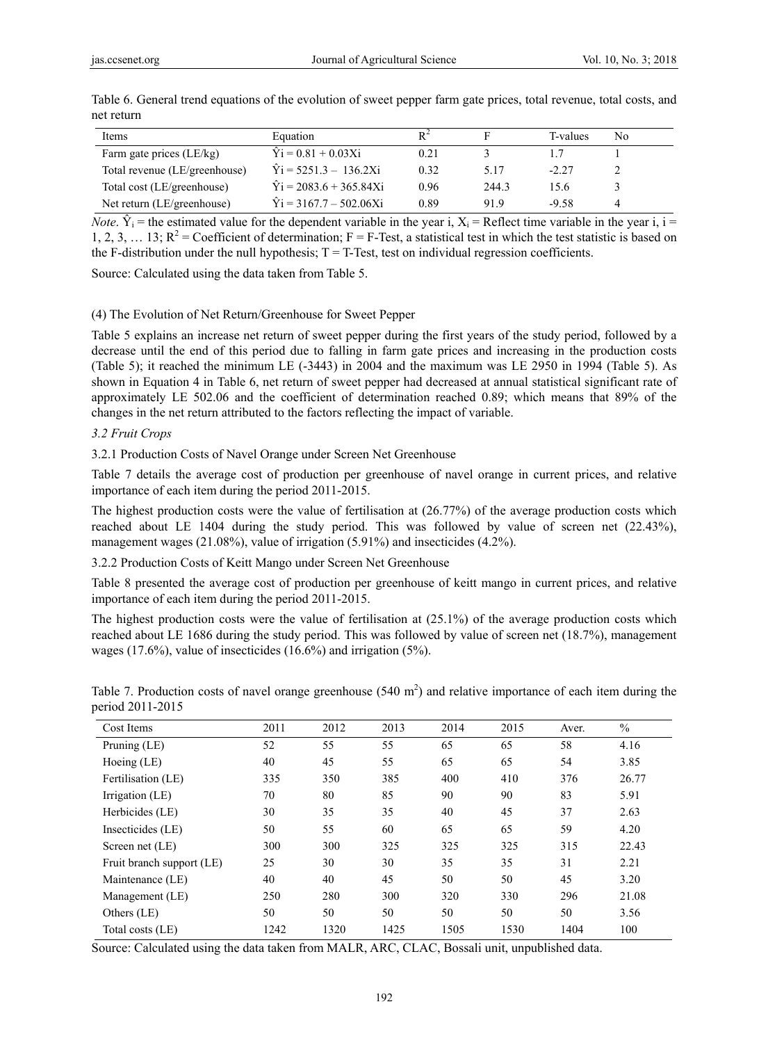Table 6. General trend equations of the evolution of sweet pepper farm gate prices, total revenue, total costs, and net return

| Items | Equation | $R^2$ | F | T-values | No |
|---|---|---|---|---|---|
| Farm gate prices (LE/kg) | $\hat{Y}_i = 0.81 + 0.03X_i$ | 0.21 | 3 | 1.7 | 1 |
| Total revenue (LE/greenhouse) | $\hat{Y}_i = 5251.3 - 136.2X_i$ | 0.32 | 5.17 | -2.27 | 2 |
| Total cost (LE/greenhouse) | $\hat{Y}_i = 2083.6 + 365.84X_i$ | 0.96 | 244.3 | 15.6 | 3 |
| Net return (LE/greenhouse) | $\hat{Y}_i = 3167.7 - 502.06X_i$ | 0.89 | 91.9 | -9.58 | 4 |

*Note*. $\hat{Y}_i$ = the estimated value for the dependent variable in the year i, $X_i$ = Reflect time variable in the year i, i = 1, 2, 3, … 13; $R^2$ = Coefficient of determination; F = F-Test, a statistical test in which the test statistic is based on the F-distribution under the null hypothesis; T = T-Test, test on individual regression coefficients.

Source: Calculated using the data taken from Table 5.

(4) The Evolution of Net Return/Greenhouse for Sweet Pepper

Table 5 explains an increase net return of sweet pepper during the first years of the study period, followed by a decrease until the end of this period due to falling in farm gate prices and increasing in the production costs (Table 5); it reached the minimum LE (-3443) in 2004 and the maximum was LE 2950 in 1994 (Table 5). As shown in Equation 4 in Table 6, net return of sweet pepper had decreased at annual statistical significant rate of approximately LE 502.06 and the coefficient of determination reached 0.89; which means that 89% of the changes in the net return attributed to the factors reflecting the impact of variable.

### 3.2 Fruit Crops

#### 3.2.1 Production Costs of Navel Orange under Screen Net Greenhouse

Table 7 details the average cost of production per greenhouse of navel orange in current prices, and relative importance of each item during the period 2011-2015.

The highest production costs were the value of fertilisation at (26.77%) of the average production costs which reached about LE 1404 during the study period. This was followed by value of screen net (22.43%), management wages (21.08%), value of irrigation (5.91%) and insecticides (4.2%).

#### 3.2.2 Production Costs of Keitt Mango under Screen Net Greenhouse

Table 8 presented the average cost of production per greenhouse of keitt mango in current prices, and relative importance of each item during the period 2011-2015.

The highest production costs were the value of fertilisation at (25.1%) of the average production costs which reached about LE 1686 during the study period. This was followed by value of screen net (18.7%), management wages (17.6%), value of insecticides (16.6%) and irrigation (5%).

Table 7. Production costs of navel orange greenhouse (540 $m^2$) and relative importance of each item during the period 2011-2015

| Cost Items | 2011 | 2012 | 2013 | 2014 | 2015 | Aver. | % |
|---|---|---|---|---|---|---|---|
| Pruning (LE) | 52 | 55 | 55 | 65 | 65 | 58 | 4.16 |
| Hoeing (LE) | 40 | 45 | 55 | 65 | 65 | 54 | 3.85 |
| Fertilisation (LE) | 335 | 350 | 385 | 400 | 410 | 376 | 26.77 |
| Irrigation (LE) | 70 | 80 | 85 | 90 | 90 | 83 | 5.91 |
| Herbicides (LE) | 30 | 35 | 35 | 40 | 45 | 37 | 2.63 |
| Insecticides (LE) | 50 | 55 | 60 | 65 | 65 | 59 | 4.20 |
| Screen net (LE) | 300 | 300 | 325 | 325 | 325 | 315 | 22.43 |
| Fruit branch support (LE) | 25 | 30 | 30 | 35 | 35 | 31 | 2.21 |
| Maintenance (LE) | 40 | 40 | 45 | 50 | 50 | 45 | 3.20 |
| Management (LE) | 250 | 280 | 300 | 320 | 330 | 296 | 21.08 |
| Others (LE) | 50 | 50 | 50 | 50 | 50 | 50 | 3.56 |
| Total costs (LE) | 1242 | 1320 | 1425 | 1505 | 1530 | 1404 | 100 |

Source: Calculated using the data taken from MALR, ARC, CLAC, Bossali unit, unpublished data.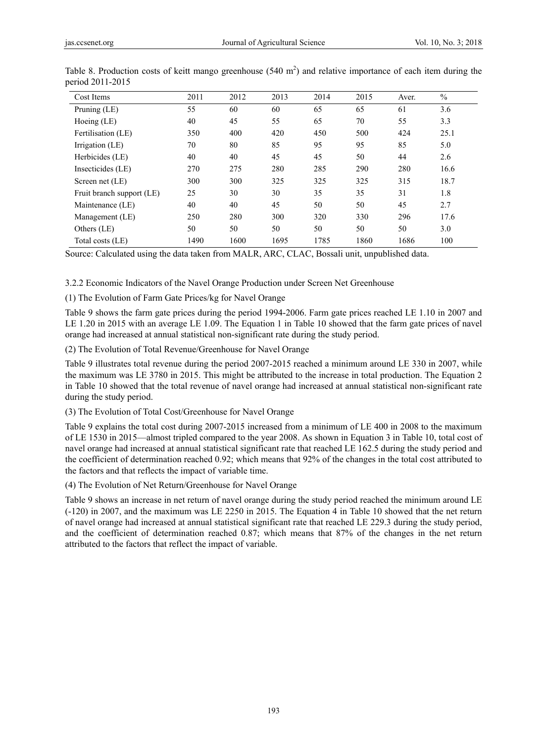Table 8. Production costs of keitt mango greenhouse (540 $m^2$) and relative importance of each item during the period 2011-2015

| Cost Items | 2011 | 2012 | 2013 | 2014 | 2015 | Aver. | % |
|---|---|---|---|---|---|---|---|
| Pruning (LE) | 55 | 60 | 60 | 65 | 65 | 61 | 3.6 |
| Hoeing (LE) | 40 | 45 | 55 | 65 | 70 | 55 | 3.3 |
| Fertilisation (LE) | 350 | 400 | 420 | 450 | 500 | 424 | 25.1 |
| Irrigation (LE) | 70 | 80 | 85 | 95 | 95 | 85 | 5.0 |
| Herbicides (LE) | 40 | 40 | 45 | 45 | 50 | 44 | 2.6 |
| Insecticides (LE) | 270 | 275 | 280 | 285 | 290 | 280 | 16.6 |
| Screen net (LE) | 300 | 300 | 325 | 325 | 325 | 315 | 18.7 |
| Fruit branch support (LE) | 25 | 30 | 30 | 35 | 35 | 31 | 1.8 |
| Maintenance (LE) | 40 | 40 | 45 | 50 | 50 | 45 | 2.7 |
| Management (LE) | 250 | 280 | 300 | 320 | 330 | 296 | 17.6 |
| Others (LE) | 50 | 50 | 50 | 50 | 50 | 50 | 3.0 |
| Total costs (LE) | 1490 | 1600 | 1695 | 1785 | 1860 | 1686 | 100 |

Source: Calculated using the data taken from MALR, ARC, CLAC, Bossali unit, unpublished data.

### 3.2.2 Economic Indicators of the Navel Orange Production under Screen Net Greenhouse

(1) The Evolution of Farm Gate Prices/kg for Navel Orange

Table 9 shows the farm gate prices during the period 1994-2006. Farm gate prices reached LE 1.10 in 2007 and LE 1.20 in 2015 with an average LE 1.09. The Equation 1 in Table 10 showed that the farm gate prices of navel orange had increased at annual statistical non-significant rate during the study period.

(2) The Evolution of Total Revenue/Greenhouse for Navel Orange

Table 9 illustrates total revenue during the period 2007-2015 reached a minimum around LE 330 in 2007, while the maximum was LE 3780 in 2015. This might be attributed to the increase in total production. The Equation 2 in Table 10 showed that the total revenue of navel orange had increased at annual statistical non-significant rate during the study period.

(3) The Evolution of Total Cost/Greenhouse for Navel Orange

Table 9 explains the total cost during 2007-2015 increased from a minimum of LE 400 in 2008 to the maximum of LE 1530 in 2015—almost tripled compared to the year 2008. As shown in Equation 3 in Table 10, total cost of navel orange had increased at annual statistical significant rate that reached LE 162.5 during the study period and the coefficient of determination reached 0.92; which means that 92% of the changes in the total cost attributed to the factors and that reflects the impact of variable time.

(4) The Evolution of Net Return/Greenhouse for Navel Orange

Table 9 shows an increase in net return of navel orange during the study period reached the minimum around LE (-120) in 2007, and the maximum was LE 2250 in 2015. The Equation 4 in Table 10 showed that the net return of navel orange had increased at annual statistical significant rate that reached LE 229.3 during the study period, and the coefficient of determination reached 0.87; which means that 87% of the changes in the net return attributed to the factors that reflect the impact of variable.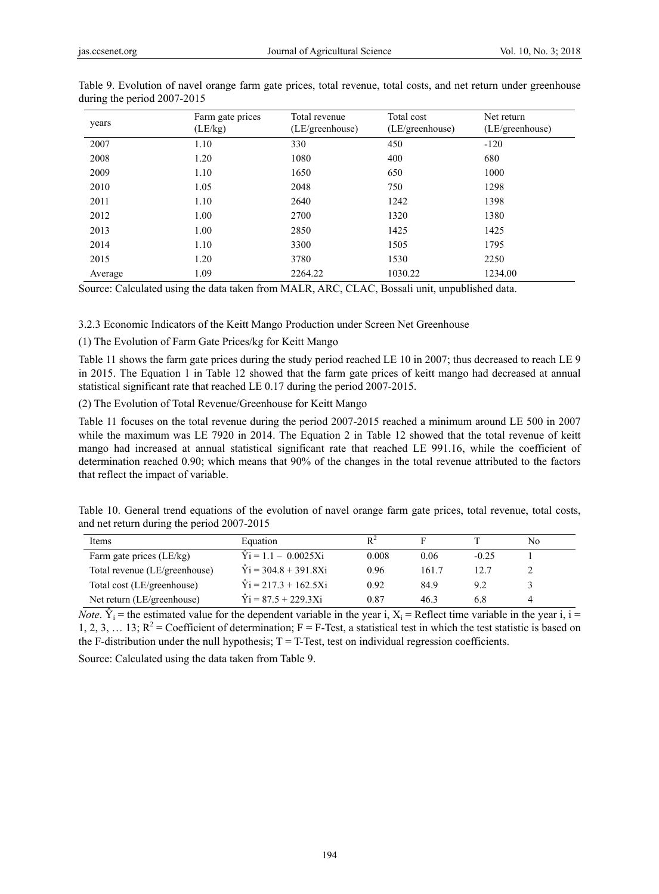Table 9. Evolution of navel orange farm gate prices, total revenue, total costs, and net return under greenhouse during the period 2007-2015

| years | Farm gate prices (LE/kg) | Total revenue (LE/greenhouse) | Total cost (LE/greenhouse) | Net return (LE/greenhouse) |
|---|---|---|---|---|
| 2007 | 1.10 | 330 | 450 | -120 |
| 2008 | 1.20 | 1080 | 400 | 680 |
| 2009 | 1.10 | 1650 | 650 | 1000 |
| 2010 | 1.05 | 2048 | 750 | 1298 |
| 2011 | 1.10 | 2640 | 1242 | 1398 |
| 2012 | 1.00 | 2700 | 1320 | 1380 |
| 2013 | 1.00 | 2850 | 1425 | 1425 |
| 2014 | 1.10 | 3300 | 1505 | 1795 |
| 2015 | 1.20 | 3780 | 1530 | 2250 |
| Average | 1.09 | 2264.22 | 1030.22 | 1234.00 |

Source: Calculated using the data taken from MALR, ARC, CLAC, Bossali unit, unpublished data.

#### 3.2.3 Economic Indicators of the Keitt Mango Production under Screen Net Greenhouse

(1) The Evolution of Farm Gate Prices/kg for Keitt Mango

Table 11 shows the farm gate prices during the study period reached LE 10 in 2007; thus decreased to reach LE 9 in 2015. The Equation 1 in Table 12 showed that the farm gate prices of keitt mango had decreased at annual statistical significant rate that reached LE 0.17 during the period 2007-2015.

(2) The Evolution of Total Revenue/Greenhouse for Keitt Mango

Table 11 focuses on the total revenue during the period 2007-2015 reached a minimum around LE 500 in 2007 while the maximum was LE 7920 in 2014. The Equation 2 in Table 12 showed that the total revenue of keitt mango had increased at annual statistical significant rate that reached LE 991.16, while the coefficient of determination reached 0.90; which means that 90% of the changes in the total revenue attributed to the factors that reflect the impact of variable.

Table 10. General trend equations of the evolution of navel orange farm gate prices, total revenue, total costs, and net return during the period 2007-2015

| Items | Equation | $R^2$ | F | T | No |
|---|---|---|---|---|---|
| Farm gate prices (LE/kg) | $\hat{Y}i = 1.1 - 0.0025Xi$ | 0.008 | 0.06 | -0.25 | 1 |
| Total revenue (LE/greenhouse) | $\hat{Y}i = 304.8 + 391.8Xi$ | 0.96 | 161.7 | 12.7 | 2 |
| Total cost (LE/greenhouse) | $\hat{Y}i = 217.3 + 162.5Xi$ | 0.92 | 84.9 | 9.2 | 3 |
| Net return (LE/greenhouse) | $\hat{Y}i = 87.5 + 229.3Xi$ | 0.87 | 46.3 | 6.8 | 4 |

*Note*. $\hat{Y}_i$ = the estimated value for the dependent variable in the year i, $X_i$ = Reflect time variable in the year i, i = 1, 2, 3, … 13; $R^2$ = Coefficient of determination; F = F-Test, a statistical test in which the test statistic is based on the F-distribution under the null hypothesis; T = T-Test, test on individual regression coefficients.

Source: Calculated using the data taken from Table 9.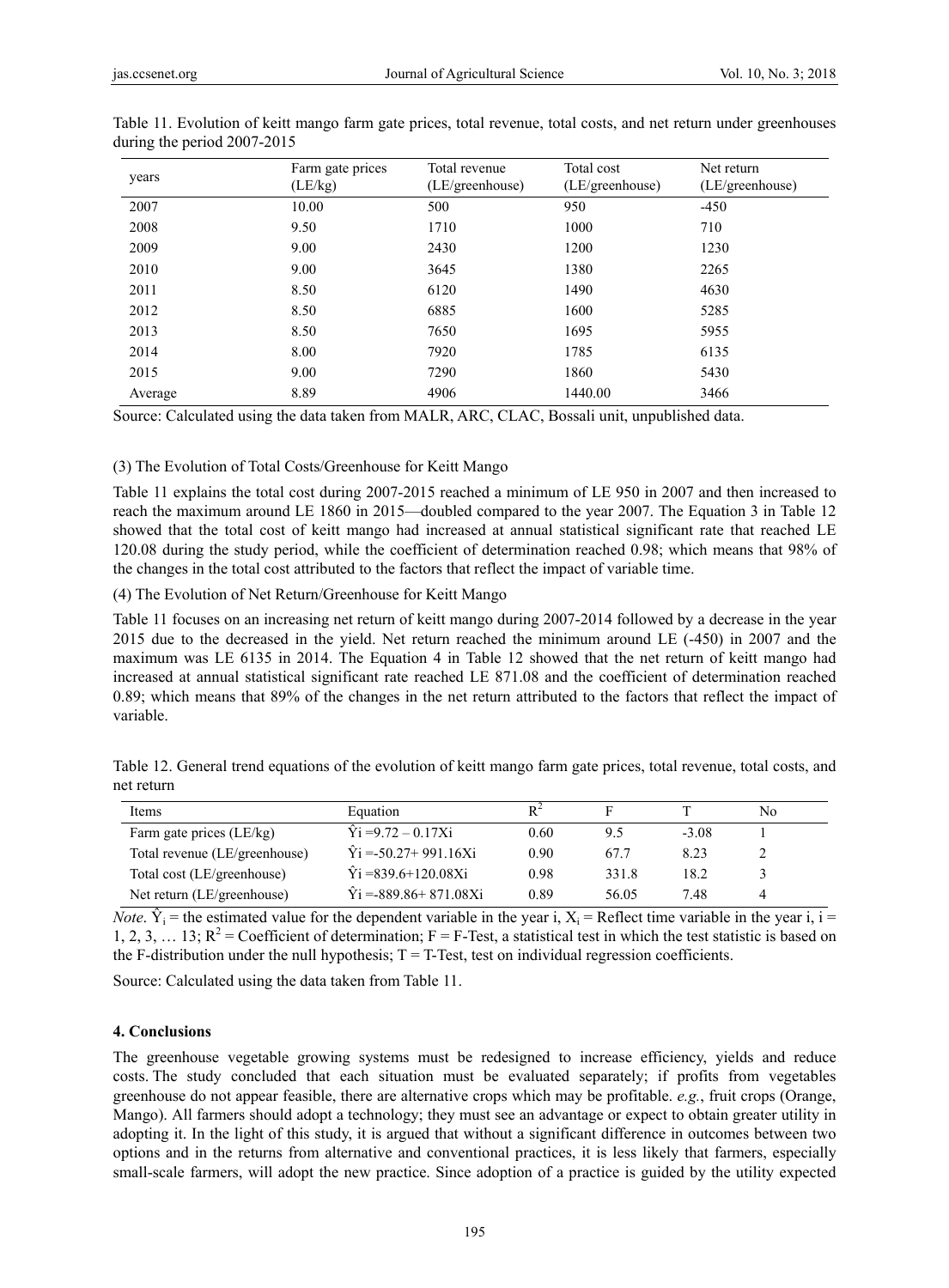Table 11. Evolution of keitt mango farm gate prices, total revenue, total costs, and net return under greenhouses during the period 2007-2015

| years | Farm gate prices (LE/kg) | Total revenue (LE/greenhouse) | Total cost (LE/greenhouse) | Net return (LE/greenhouse) |
|---|---|---|---|---|
| 2007 | 10.00 | 500 | 950 | -450 |
| 2008 | 9.50 | 1710 | 1000 | 710 |
| 2009 | 9.00 | 2430 | 1200 | 1230 |
| 2010 | 9.00 | 3645 | 1380 | 2265 |
| 2011 | 8.50 | 6120 | 1490 | 4630 |
| 2012 | 8.50 | 6885 | 1600 | 5285 |
| 2013 | 8.50 | 7650 | 1695 | 5955 |
| 2014 | 8.00 | 7920 | 1785 | 6135 |
| 2015 | 9.00 | 7290 | 1860 | 5430 |
| Average | 8.89 | 4906 | 1440.00 | 3466 |

Source: Calculated using the data taken from MALR, ARC, CLAC, Bossali unit, unpublished data.

(3) The Evolution of Total Costs/Greenhouse for Keitt Mango

Table 11 explains the total cost during 2007-2015 reached a minimum of LE 950 in 2007 and then increased to reach the maximum around LE 1860 in 2015—doubled compared to the year 2007. The Equation 3 in Table 12 showed that the total cost of keitt mango had increased at annual statistical significant rate that reached LE 120.08 during the study period, while the coefficient of determination reached 0.98; which means that 98% of the changes in the total cost attributed to the factors that reflect the impact of variable time.

(4) The Evolution of Net Return/Greenhouse for Keitt Mango

Table 11 focuses on an increasing net return of keitt mango during 2007-2014 followed by a decrease in the year 2015 due to the decreased in the yield. Net return reached the minimum around LE (-450) in 2007 and the maximum was LE 6135 in 2014. The Equation 4 in Table 12 showed that the net return of keitt mango had increased at annual statistical significant rate reached LE 871.08 and the coefficient of determination reached 0.89; which means that 89% of the changes in the net return attributed to the factors that reflect the impact of variable.

Table 12. General trend equations of the evolution of keitt mango farm gate prices, total revenue, total costs, and net return

| Items | Equation | $R^2$ | F | T | No |
|---|---|---|---|---|---|
| Farm gate prices (LE/kg) | $\hat{Y}i = 9.72 - 0.17Xi$ | 0.60 | 9.5 | -3.08 | 1 |
| Total revenue (LE/greenhouse) | $\hat{Y}i = -50.27 + 991.16Xi$ | 0.90 | 67.7 | 8.23 | 2 |
| Total cost (LE/greenhouse) | $\hat{Y}i = 839.6 + 120.08Xi$ | 0.98 | 331.8 | 18.2 | 3 |
| Net return (LE/greenhouse) | $\hat{Y}i = -889.86 + 871.08Xi$ | 0.89 | 56.05 | 7.48 | 4 |

*Note*. $\hat{Y}_i$ = the estimated value for the dependent variable in the year i, $X_i$ = Reflect time variable in the year i, i = 1, 2, 3, … 13; $R^2$ = Coefficient of determination; F = F-Test, a statistical test in which the test statistic is based on the F-distribution under the null hypothesis; T = T-Test, test on individual regression coefficients.

Source: Calculated using the data taken from Table 11.

### 4. Conclusions

The greenhouse vegetable growing systems must be redesigned to increase efficiency, yields and reduce costs. The study concluded that each situation must be evaluated separately; if profits from vegetables greenhouse do not appear feasible, there are alternative crops which may be profitable. *e.g.*, fruit crops (Orange, Mango). All farmers should adopt a technology; they must see an advantage or expect to obtain greater utility in adopting it. In the light of this study, it is argued that without a significant difference in outcomes between two options and in the returns from alternative and conventional practices, it is less likely that farmers, especially small-scale farmers, will adopt the new practice. Since adoption of a practice is guided by the utility expected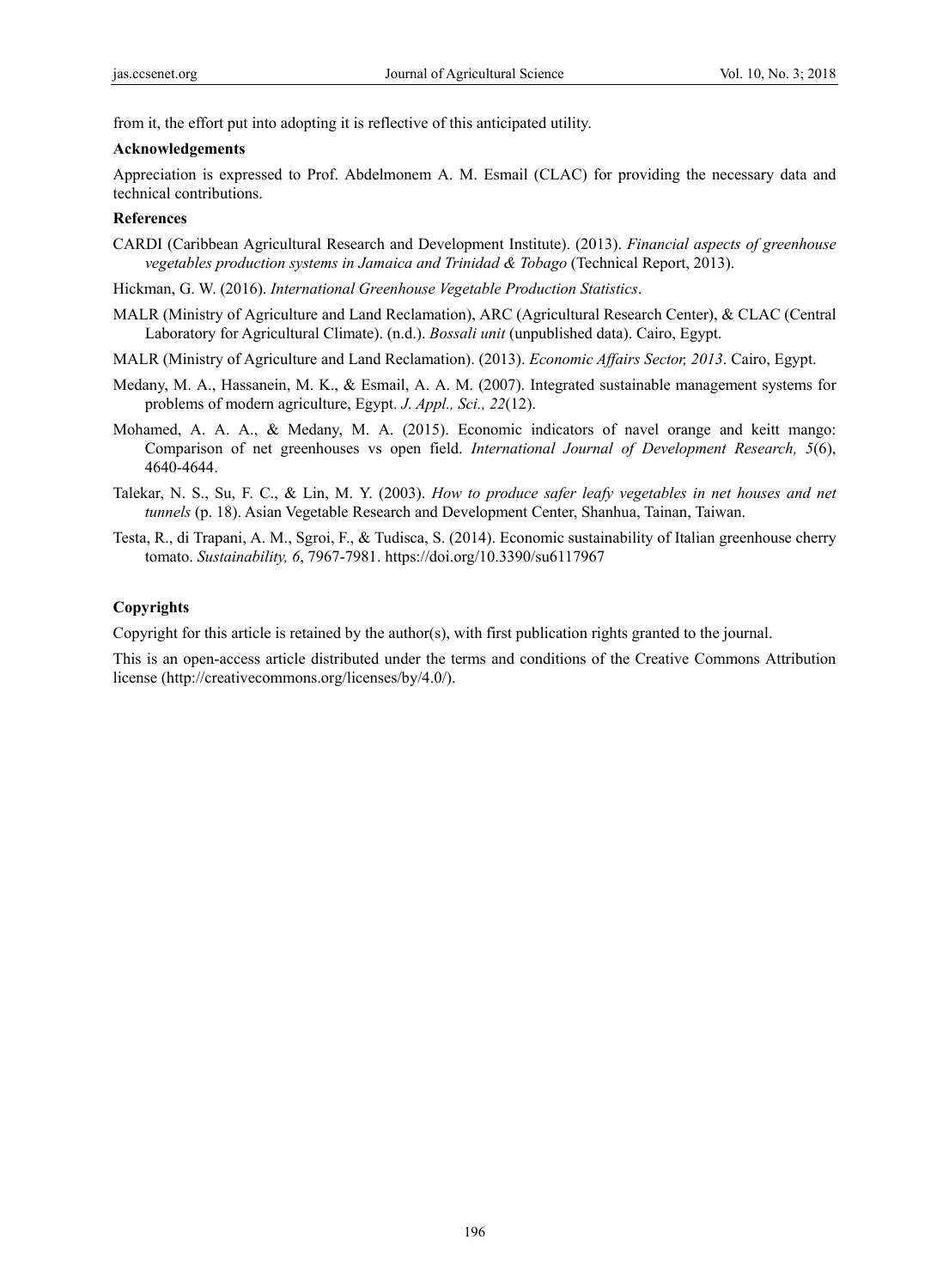from it, the effort put into adopting it is reflective of this anticipated utility.

## Acknowledgements

Appreciation is expressed to Prof. Abdelmonem A. M. Esmail (CLAC) for providing the necessary data and technical contributions.

## References

CARDI (Caribbean Agricultural Research and Development Institute). (2013). *Financial aspects of greenhouse vegetables production systems in Jamaica and Trinidad & Tobago* (Technical Report, 2013).

Hickman, G. W. (2016). *International Greenhouse Vegetable Production Statistics*.

MALR (Ministry of Agriculture and Land Reclamation), ARC (Agricultural Research Center), & CLAC (Central Laboratory for Agricultural Climate). (n.d.). *Bossali unit* (unpublished data). Cairo, Egypt.

MALR (Ministry of Agriculture and Land Reclamation). (2013). *Economic Affairs Sector, 2013*. Cairo, Egypt.

Medany, M. A., Hassanein, M. K., & Esmail, A. A. M. (2007). Integrated sustainable management systems for problems of modern agriculture, Egypt. *J. Appl., Sci., 22*(12).

Mohamed, A. A. A., & Medany, M. A. (2015). Economic indicators of navel orange and keitt mango: Comparison of net greenhouses vs open field. *International Journal of Development Research, 5*(6), 4640-4644.

Talekar, N. S., Su, F. C., & Lin, M. Y. (2003). *How to produce safer leafy vegetables in net houses and net tunnels* (p. 18). Asian Vegetable Research and Development Center, Shanhua, Tainan, Taiwan.

Testa, R., di Trapani, A. M., Sgroi, F., & Tudisca, S. (2014). Economic sustainability of Italian greenhouse cherry tomato. *Sustainability, 6*, 7967-7981. https://doi.org/10.3390/su6117967

## Copyrights

Copyright for this article is retained by the author(s), with first publication rights granted to the journal.

This is an open-access article distributed under the terms and conditions of the Creative Commons Attribution license (http://creativecommons.org/licenses/by/4.0/).